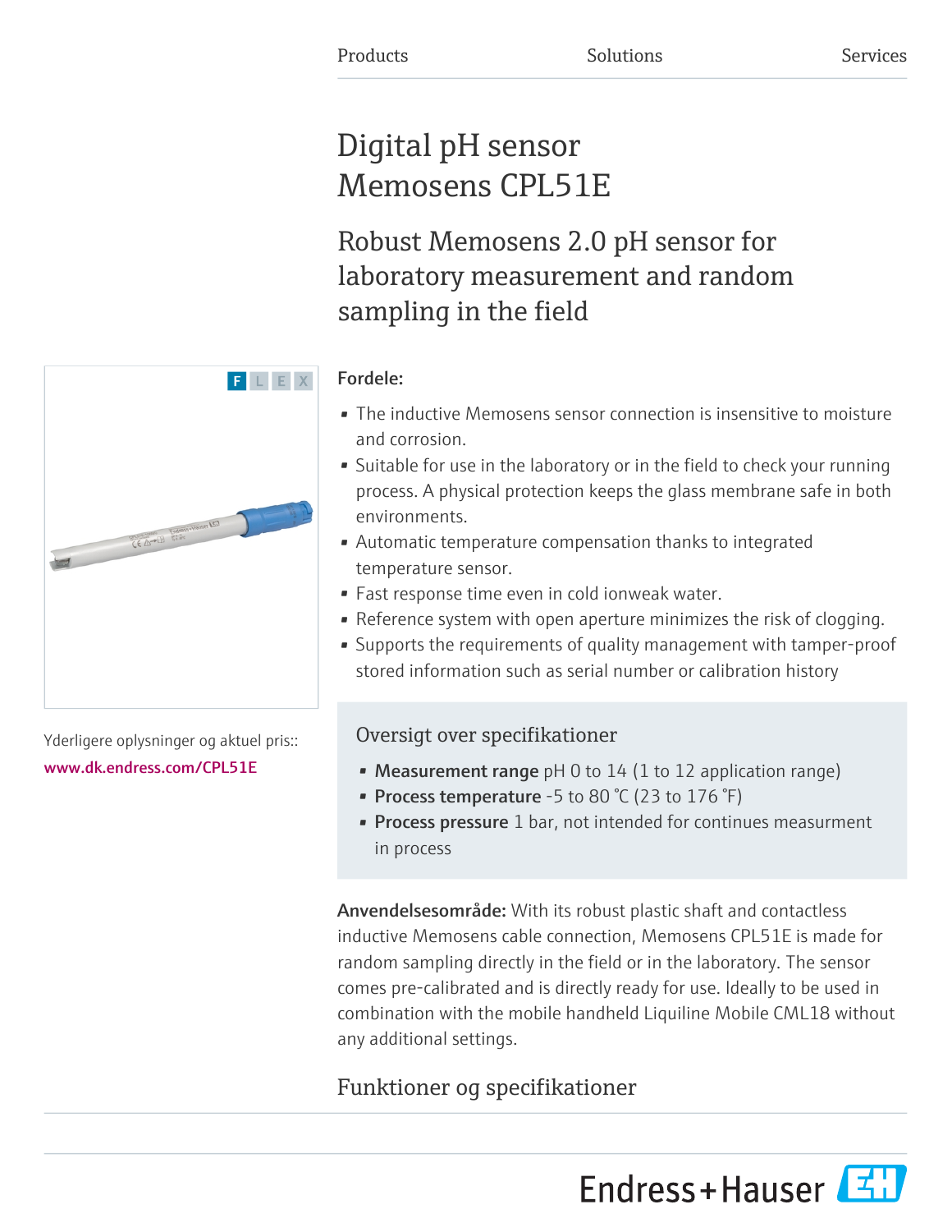Products Solutions Services

# Digital pH sensor Memosens CPL51E

## Robust Memosens 2.0 pH sensor for laboratory measurement and random sampling in the field

F L E X

**Fordele:**

- The inductive Memosens sensor connection is insensitive to moisture and corrosion.
- Suitable for use in the laboratory or in the field to check your running process. A physical protection keeps the glass membrane safe in both environments.
- Automatic temperature compensation thanks to integrated temperature sensor.
- Fast response time even in cold ionweak water.
- Reference system with open aperture minimizes the risk of clogging.
- Supports the requirements of quality management with tamper-proof stored information such as serial number or calibration history

Yderligere oplysninger og aktuel pris::
www.dk.endress.com/CPL51E

### Oversigt over specifikationer

- **Measurement range** pH 0 to 14 (1 to 12 application range)
- **Process temperature** -5 to 80 °C (23 to 176 °F)
- **Process pressure** 1 bar, not intended for continues measurment in process

**Anvendelsesområde:** With its robust plastic shaft and contactless inductive Memosens cable connection, Memosens CPL51E is made for random sampling directly in the field or in the laboratory. The sensor comes pre-calibrated and is directly ready for use. Ideally to be used in combination with the mobile handheld Liquiline Mobile CML18 without any additional settings.

## Funktioner og specifikationer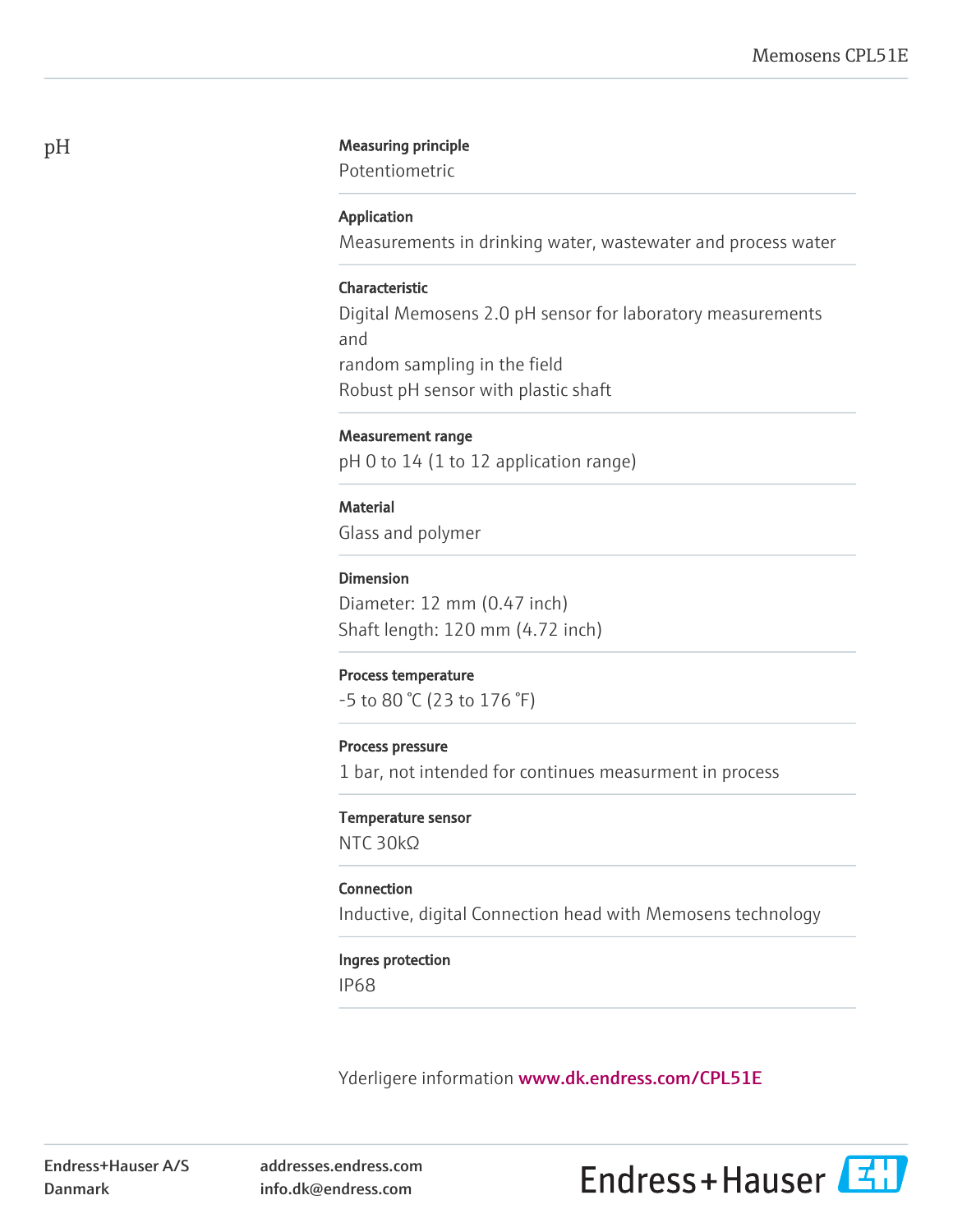## pH

**Measuring principle**

Potentiometric

**Application**

Measurements in drinking water, wastewater and process water

**Characteristic**

Digital Memosens 2.0 pH sensor for laboratory measurements and
random sampling in the field
Robust pH sensor with plastic shaft

**Measurement range**

pH 0 to 14 (1 to 12 application range)

**Material**

Glass and polymer

**Dimension**

Diameter: 12 mm (0.47 inch)
Shaft length: 120 mm (4.72 inch)

**Process temperature**

-5 to 80 °C (23 to 176 °F)

**Process pressure**

1 bar, not intended for continues measurment in process

**Temperature sensor**

NTC 30kΩ

**Connection**

Inductive, digital Connection head with Memosens technology

**Ingres protection**

IP68

Yderligere information **www.dk.endress.com/CPL51E**

**Endress+Hauser A/S**
**Danmark**

**addresses.endress.com**
**info.dk@endress.com**

Endress+Hauser